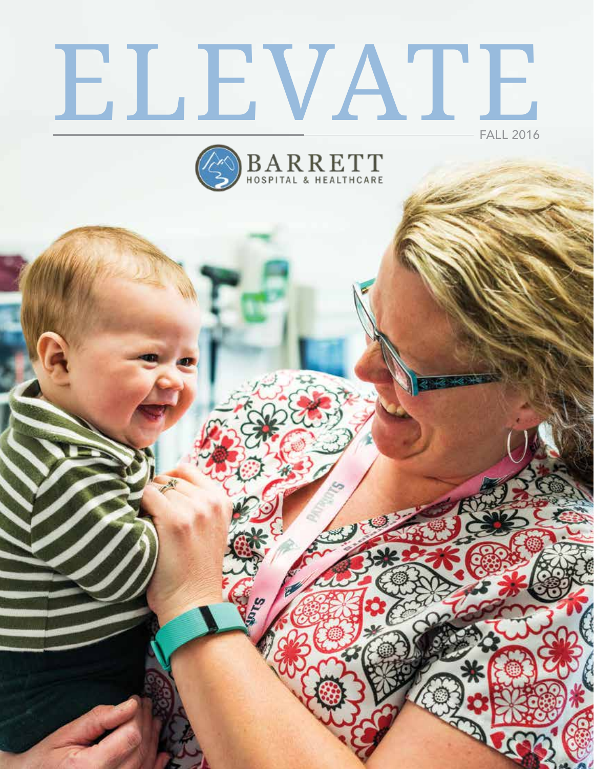# ELEVATE

FALL 2016

BARRETT
HOSPITAL & HEALTHCARE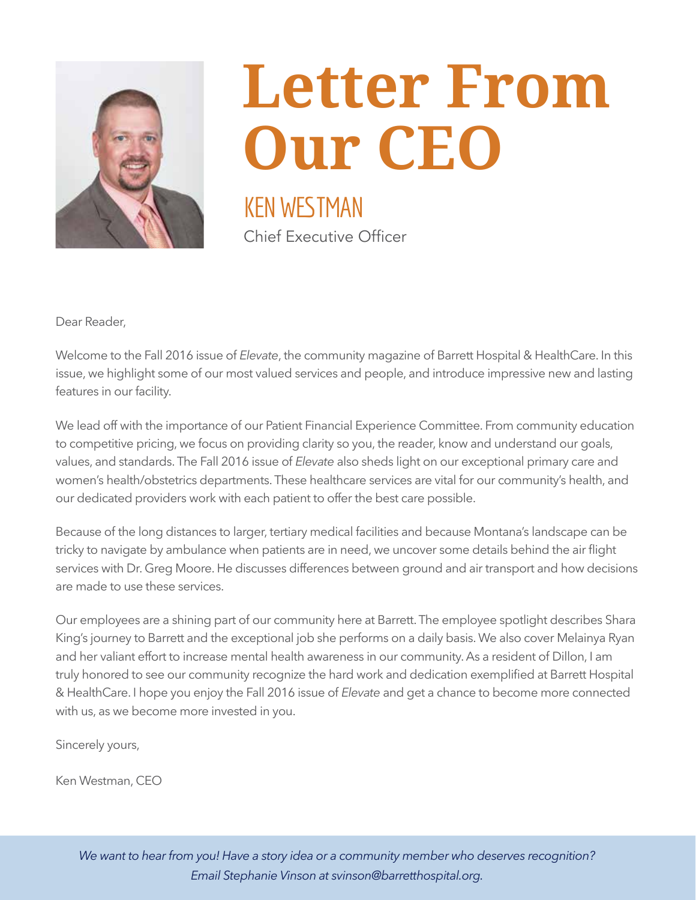# Letter From Our CEO

## KEN WESTMAN

Chief Executive Officer

Dear Reader,

Welcome to the Fall 2016 issue of *Elevate*, the community magazine of Barrett Hospital & HealthCare. In this issue, we highlight some of our most valued services and people, and introduce impressive new and lasting features in our facility.

We lead off with the importance of our Patient Financial Experience Committee. From community education to competitive pricing, we focus on providing clarity so you, the reader, know and understand our goals, values, and standards. The Fall 2016 issue of *Elevate* also sheds light on our exceptional primary care and women's health/obstetrics departments. These healthcare services are vital for our community's health, and our dedicated providers work with each patient to offer the best care possible.

Because of the long distances to larger, tertiary medical facilities and because Montana's landscape can be tricky to navigate by ambulance when patients are in need, we uncover some details behind the air flight services with Dr. Greg Moore. He discusses differences between ground and air transport and how decisions are made to use these services.

Our employees are a shining part of our community here at Barrett. The employee spotlight describes Shara King's journey to Barrett and the exceptional job she performs on a daily basis. We also cover Melainya Ryan and her valiant effort to increase mental health awareness in our community. As a resident of Dillon, I am truly honored to see our community recognize the hard work and dedication exemplified at Barrett Hospital & HealthCare. I hope you enjoy the Fall 2016 issue of *Elevate* and get a chance to become more connected with us, as we become more invested in you.

Sincerely yours,

Ken Westman, CEO

*We want to hear from you! Have a story idea or a community member who deserves recognition? Email Stephanie Vinson at svinson@barretthospital.org.*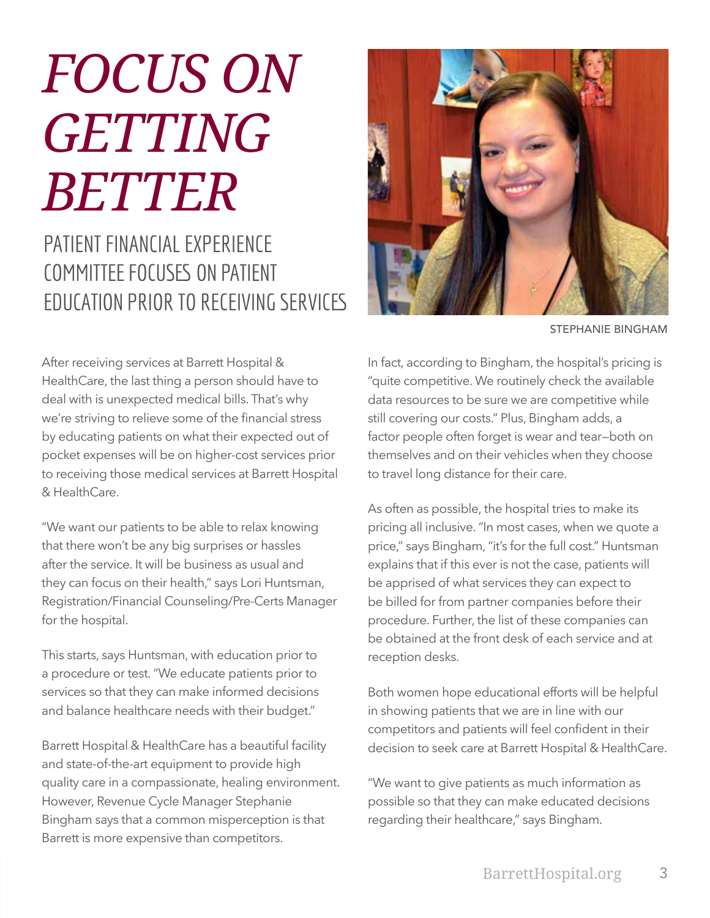# *FOCUS ON GETTING BETTER*

## PATIENT FINANCIAL EXPERIENCE COMMITTEE FOCUSES ON PATIENT EDUCATION PRIOR TO RECEIVING SERVICES

STEPHANIE BINGHAM

After receiving services at Barrett Hospital & HealthCare, the last thing a person should have to deal with is unexpected medical bills. That's why we're striving to relieve some of the financial stress by educating patients on what their expected out of pocket expenses will be on higher-cost services prior to receiving those medical services at Barrett Hospital & HealthCare.

"We want our patients to be able to relax knowing that there won't be any big surprises or hassles after the service. It will be business as usual and they can focus on their health," says Lori Huntsman, Registration/Financial Counseling/Pre-Certs Manager for the hospital.

This starts, says Huntsman, with education prior to a procedure or test. "We educate patients prior to services so that they can make informed decisions and balance healthcare needs with their budget."

Barrett Hospital & HealthCare has a beautiful facility and state-of-the-art equipment to provide high quality care in a compassionate, healing environment. However, Revenue Cycle Manager Stephanie Bingham says that a common misperception is that Barrett is more expensive than competitors.

In fact, according to Bingham, the hospital's pricing is "quite competitive. We routinely check the available data resources to be sure we are competitive while still covering our costs." Plus, Bingham adds, a factor people often forget is wear and tear—both on themselves and on their vehicles when they choose to travel long distance for their care.

As often as possible, the hospital tries to make its pricing all inclusive. "In most cases, when we quote a price," says Bingham, "it's for the full cost." Huntsman explains that if this ever is not the case, patients will be apprised of what services they can expect to be billed for from partner companies before their procedure. Further, the list of these companies can be obtained at the front desk of each service and at reception desks.

Both women hope educational efforts will be helpful in showing patients that we are in line with our competitors and patients will feel confident in their decision to seek care at Barrett Hospital & HealthCare.

"We want to give patients as much information as possible so that they can make educated decisions regarding their healthcare," says Bingham.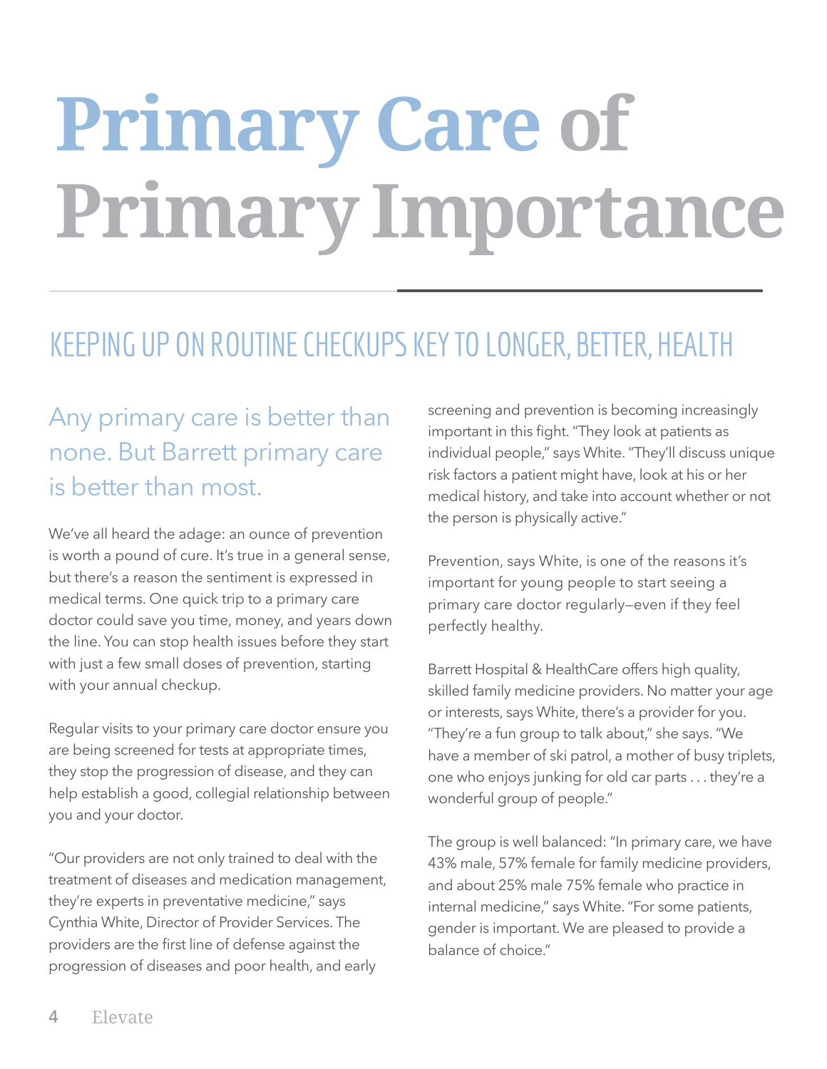# Primary Care of Primary Importance

## KEEPING UP ON ROUTINE CHECKUPS KEY TO LONGER, BETTER, HEALTH

### Any primary care is better than none. But Barrett primary care is better than most.

We've all heard the adage: an ounce of prevention is worth a pound of cure. It's true in a general sense, but there's a reason the sentiment is expressed in medical terms. One quick trip to a primary care doctor could save you time, money, and years down the line. You can stop health issues before they start with just a few small doses of prevention, starting with your annual checkup.

Regular visits to your primary care doctor ensure you are being screened for tests at appropriate times, they stop the progression of disease, and they can help establish a good, collegial relationship between you and your doctor.

"Our providers are not only trained to deal with the treatment of diseases and medication management, they're experts in preventative medicine," says Cynthia White, Director of Provider Services. The providers are the first line of defense against the progression of diseases and poor health, and early screening and prevention is becoming increasingly important in this fight. "They look at patients as individual people," says White. "They'll discuss unique risk factors a patient might have, look at his or her medical history, and take into account whether or not the person is physically active."

Prevention, says White, is one of the reasons it's important for young people to start seeing a primary care doctor regularly—even if they feel perfectly healthy.

Barrett Hospital & HealthCare offers high quality, skilled family medicine providers. No matter your age or interests, says White, there's a provider for you. "They're a fun group to talk about," she says. "We have a member of ski patrol, a mother of busy triplets, one who enjoys junking for old car parts . . . they're a wonderful group of people."

The group is well balanced: "In primary care, we have 43% male, 57% female for family medicine providers, and about 25% male 75% female who practice in internal medicine," says White. "For some patients, gender is important. We are pleased to provide a balance of choice."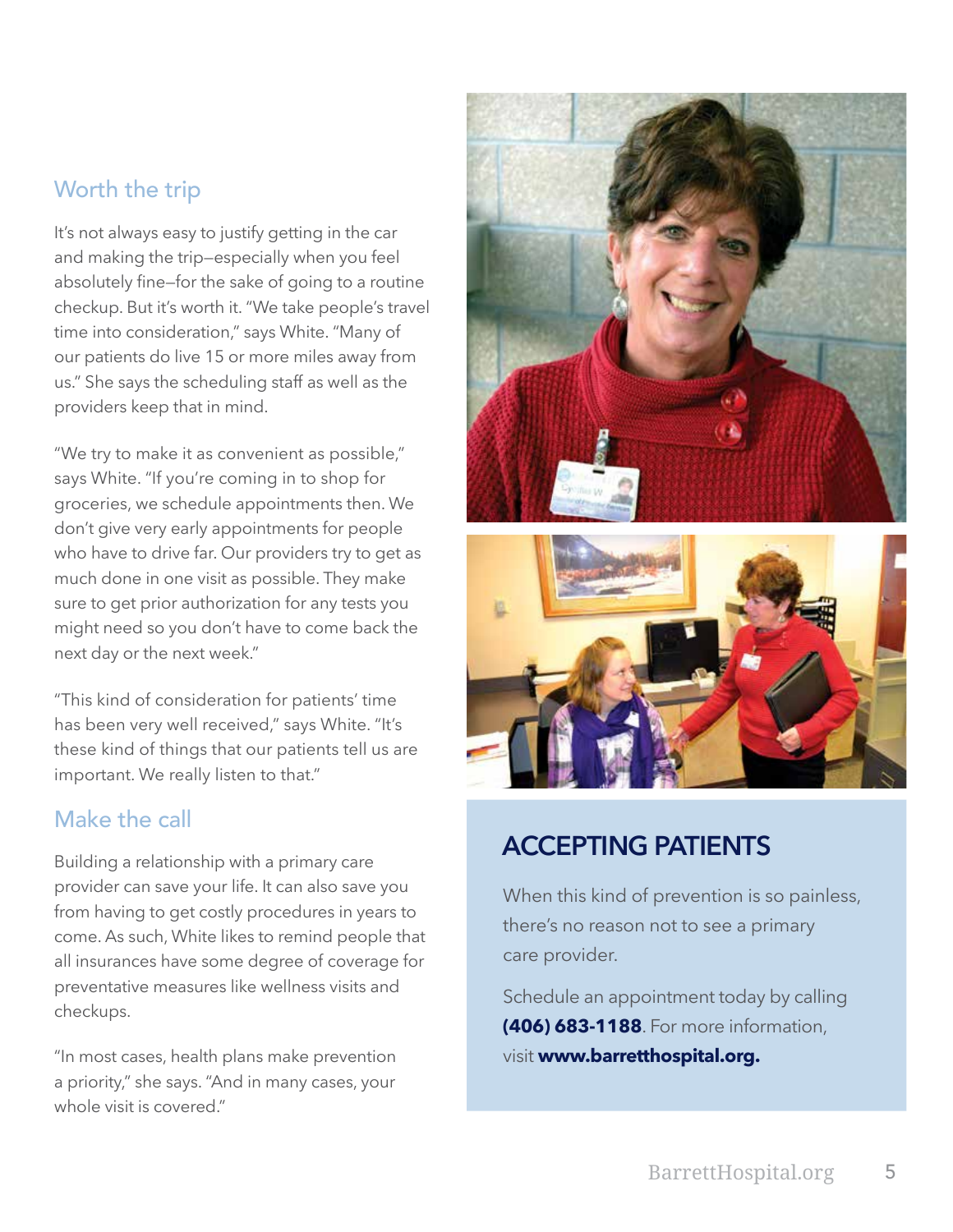## Worth the trip

It's not always easy to justify getting in the car and making the trip—especially when you feel absolutely fine—for the sake of going to a routine checkup. But it's worth it. "We take people's travel time into consideration," says White. "Many of our patients do live 15 or more miles away from us." She says the scheduling staff as well as the providers keep that in mind.

"We try to make it as convenient as possible," says White. "If you're coming in to shop for groceries, we schedule appointments then. We don't give very early appointments for people who have to drive far. Our providers try to get as much done in one visit as possible. They make sure to get prior authorization for any tests you might need so you don't have to come back the next day or the next week."

"This kind of consideration for patients' time has been very well received," says White. "It's these kind of things that our patients tell us are important. We really listen to that."

## Make the call

Building a relationship with a primary care provider can save your life. It can also save you from having to get costly procedures in years to come. As such, White likes to remind people that all insurances have some degree of coverage for preventative measures like wellness visits and checkups.

"In most cases, health plans make prevention a priority," she says. "And in many cases, your whole visit is covered."

## ACCEPTING PATIENTS

When this kind of prevention is so painless, there's no reason not to see a primary care provider.

Schedule an appointment today by calling **(406) 683-1188**. For more information, visit **www.barretthospital.org.**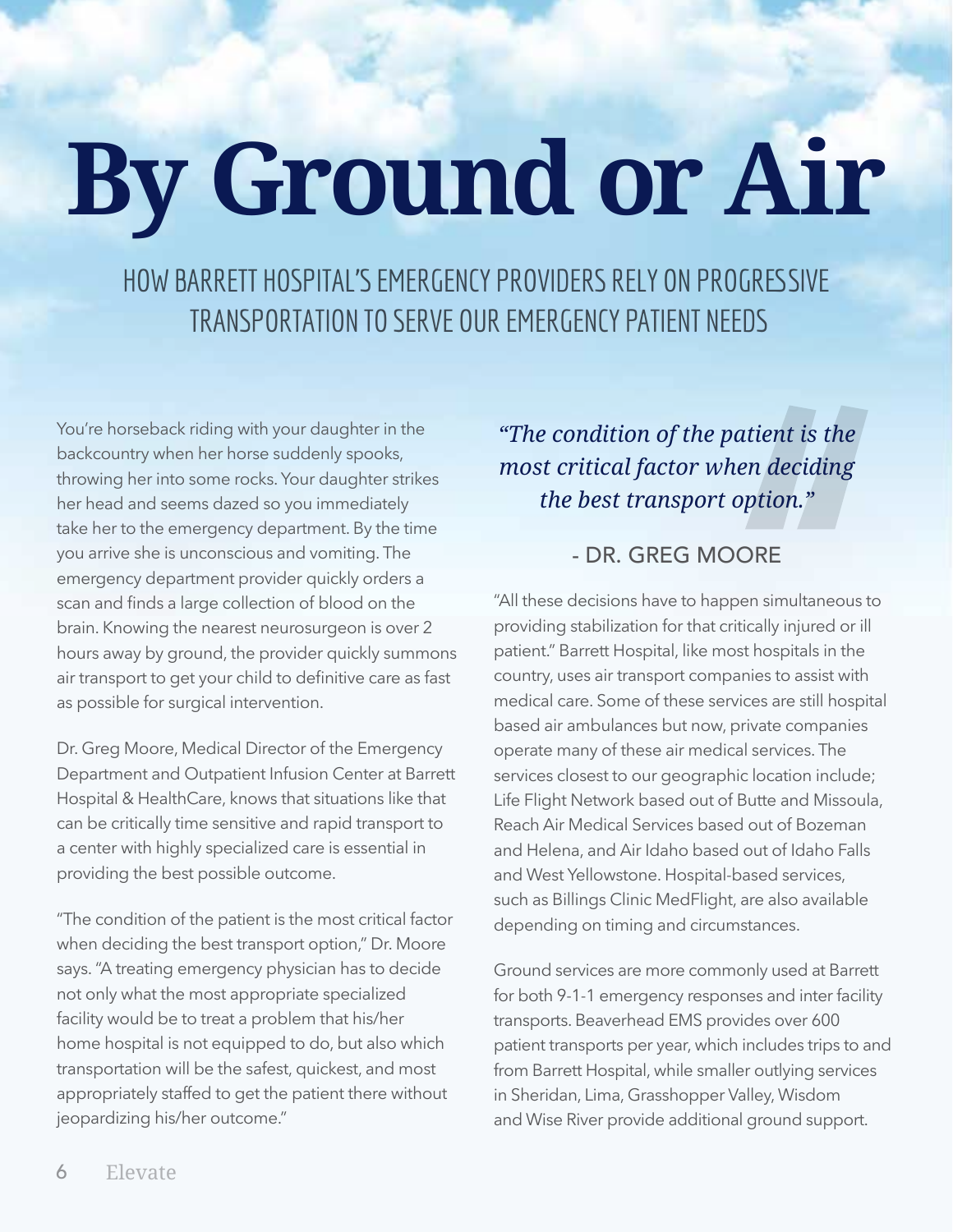# By Ground or Air

## HOW BARRETT HOSPITAL'S EMERGENCY PROVIDERS RELY ON PROGRESSIVE TRANSPORTATION TO SERVE OUR EMERGENCY PATIENT NEEDS

You're horseback riding with your daughter in the backcountry when her horse suddenly spooks, throwing her into some rocks. Your daughter strikes her head and seems dazed so you immediately take her to the emergency department. By the time you arrive she is unconscious and vomiting. The emergency department provider quickly orders a scan and finds a large collection of blood on the brain. Knowing the nearest neurosurgeon is over 2 hours away by ground, the provider quickly summons air transport to get your child to definitive care as fast as possible for surgical intervention.

Dr. Greg Moore, Medical Director of the Emergency Department and Outpatient Infusion Center at Barrett Hospital & HealthCare, knows that situations like that can be critically time sensitive and rapid transport to a center with highly specialized care is essential in providing the best possible outcome.

"The condition of the patient is the most critical factor when deciding the best transport option," Dr. Moore says. "A treating emergency physician has to decide not only what the most appropriate specialized facility would be to treat a problem that his/her home hospital is not equipped to do, but also which transportation will be the safest, quickest, and most appropriately staffed to get the patient there without jeopardizing his/her outcome."

> ***"The condition of the patient is the most critical factor when deciding the best transport option."***
>
> \- DR. GREG MOORE

"All these decisions have to happen simultaneous to providing stabilization for that critically injured or ill patient." Barrett Hospital, like most hospitals in the country, uses air transport companies to assist with medical care. Some of these services are still hospital based air ambulances but now, private companies operate many of these air medical services. The services closest to our geographic location include; Life Flight Network based out of Butte and Missoula, Reach Air Medical Services based out of Bozeman and Helena, and Air Idaho based out of Idaho Falls and West Yellowstone. Hospital-based services, such as Billings Clinic MedFlight, are also available depending on timing and circumstances.

Ground services are more commonly used at Barrett for both 9-1-1 emergency responses and inter facility transports. Beaverhead EMS provides over 600 patient transports per year, which includes trips to and from Barrett Hospital, while smaller outlying services in Sheridan, Lima, Grasshopper Valley, Wisdom and Wise River provide additional ground support.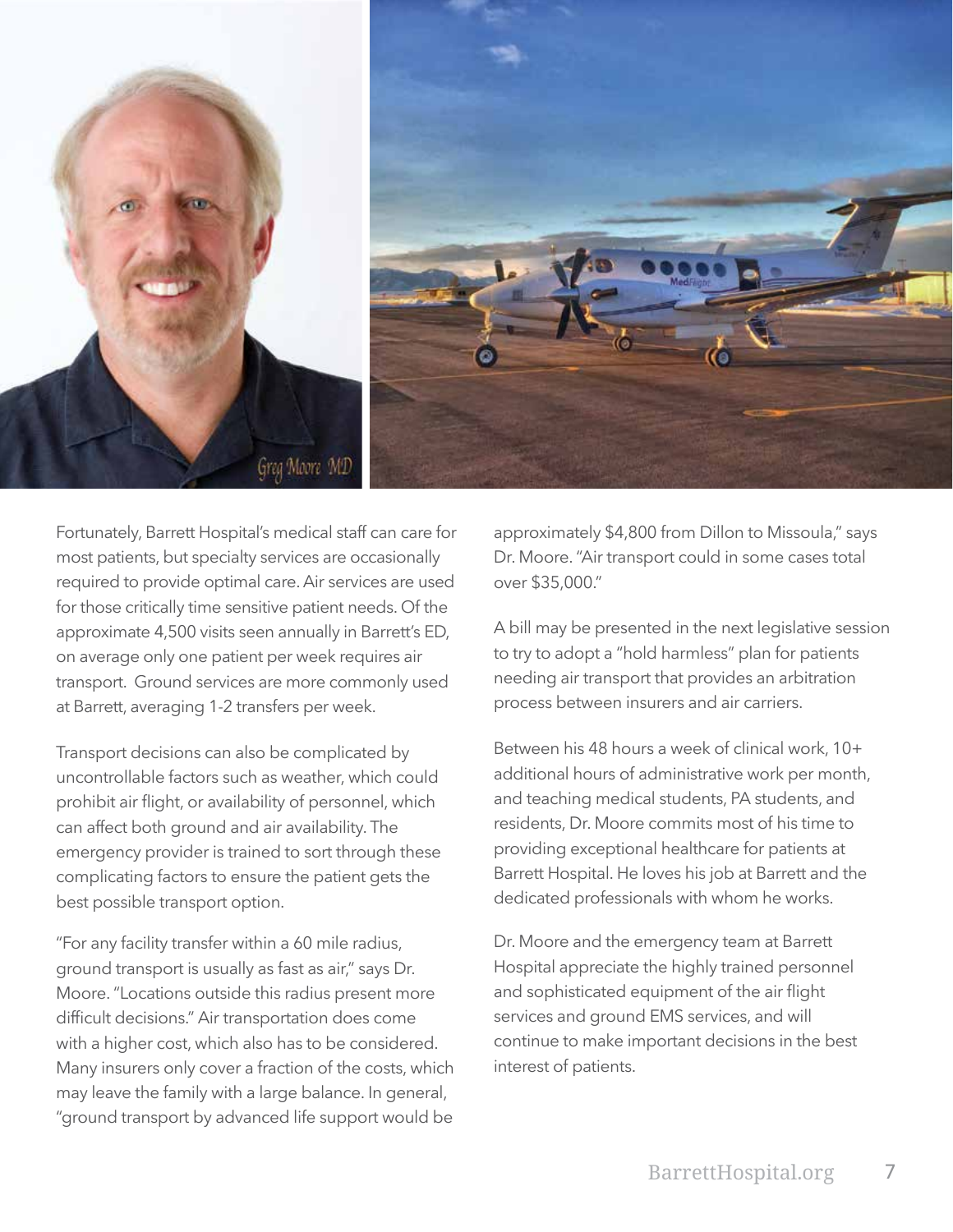Fortunately, Barrett Hospital's medical staff can care for most patients, but specialty services are occasionally required to provide optimal care. Air services are used for those critically time sensitive patient needs. Of the approximate 4,500 visits seen annually in Barrett's ED, on average only one patient per week requires air transport. Ground services are more commonly used at Barrett, averaging 1-2 transfers per week.

Transport decisions can also be complicated by uncontrollable factors such as weather, which could prohibit air flight, or availability of personnel, which can affect both ground and air availability. The emergency provider is trained to sort through these complicating factors to ensure the patient gets the best possible transport option.

"For any facility transfer within a 60 mile radius, ground transport is usually as fast as air," says Dr. Moore. "Locations outside this radius present more difficult decisions." Air transportation does come with a higher cost, which also has to be considered. Many insurers only cover a fraction of the costs, which may leave the family with a large balance. In general, "ground transport by advanced life support would be approximately $4,800 from Dillon to Missoula," says Dr. Moore. "Air transport could in some cases total over $35,000."

A bill may be presented in the next legislative session to try to adopt a "hold harmless" plan for patients needing air transport that provides an arbitration process between insurers and air carriers.

Between his 48 hours a week of clinical work, 10+ additional hours of administrative work per month, and teaching medical students, PA students, and residents, Dr. Moore commits most of his time to providing exceptional healthcare for patients at Barrett Hospital. He loves his job at Barrett and the dedicated professionals with whom he works.

Dr. Moore and the emergency team at Barrett Hospital appreciate the highly trained personnel and sophisticated equipment of the air flight services and ground EMS services, and will continue to make important decisions in the best interest of patients.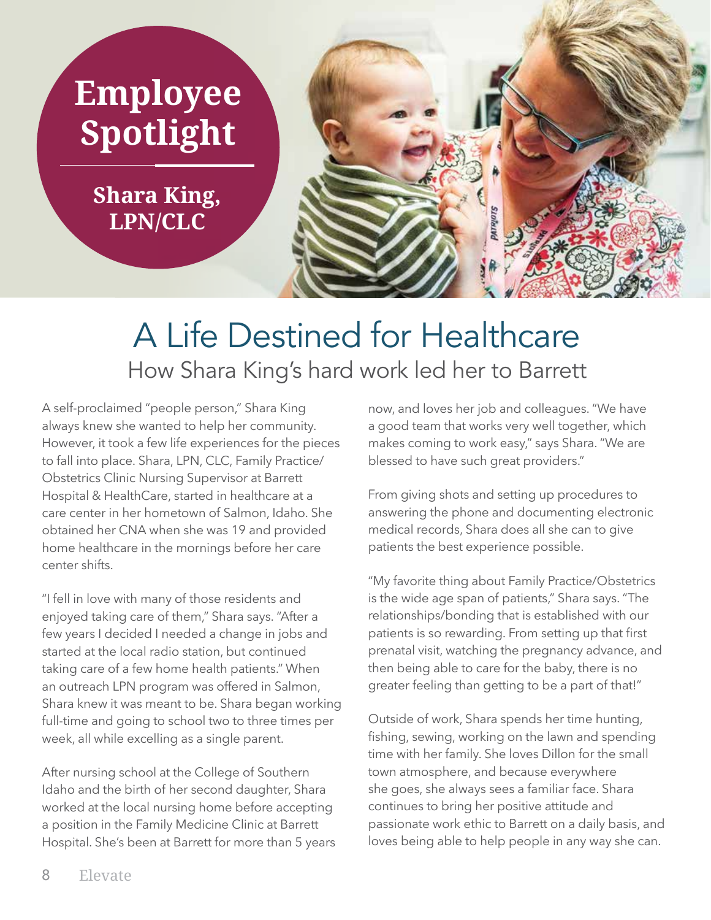# Employee Spotlight

**Shara King, LPN/CLC**

## A Life Destined for Healthcare

### How Shara King's hard work led her to Barrett

A self-proclaimed "people person," Shara King always knew she wanted to help her community. However, it took a few life experiences for the pieces to fall into place. Shara, LPN, CLC, Family Practice/ Obstetrics Clinic Nursing Supervisor at Barrett Hospital & HealthCare, started in healthcare at a care center in her hometown of Salmon, Idaho. She obtained her CNA when she was 19 and provided home healthcare in the mornings before her care center shifts.

"I fell in love with many of those residents and enjoyed taking care of them," Shara says. "After a few years I decided I needed a change in jobs and started at the local radio station, but continued taking care of a few home health patients." When an outreach LPN program was offered in Salmon, Shara knew it was meant to be. Shara began working full-time and going to school two to three times per week, all while excelling as a single parent.

After nursing school at the College of Southern Idaho and the birth of her second daughter, Shara worked at the local nursing home before accepting a position in the Family Medicine Clinic at Barrett Hospital. She's been at Barrett for more than 5 years now, and loves her job and colleagues. "We have a good team that works very well together, which makes coming to work easy," says Shara. "We are blessed to have such great providers."

From giving shots and setting up procedures to answering the phone and documenting electronic medical records, Shara does all she can to give patients the best experience possible.

"My favorite thing about Family Practice/Obstetrics is the wide age span of patients," Shara says. "The relationships/bonding that is established with our patients is so rewarding. From setting up that first prenatal visit, watching the pregnancy advance, and then being able to care for the baby, there is no greater feeling than getting to be a part of that!"

Outside of work, Shara spends her time hunting, fishing, sewing, working on the lawn and spending time with her family. She loves Dillon for the small town atmosphere, and because everywhere she goes, she always sees a familiar face. Shara continues to bring her positive attitude and passionate work ethic to Barrett on a daily basis, and loves being able to help people in any way she can.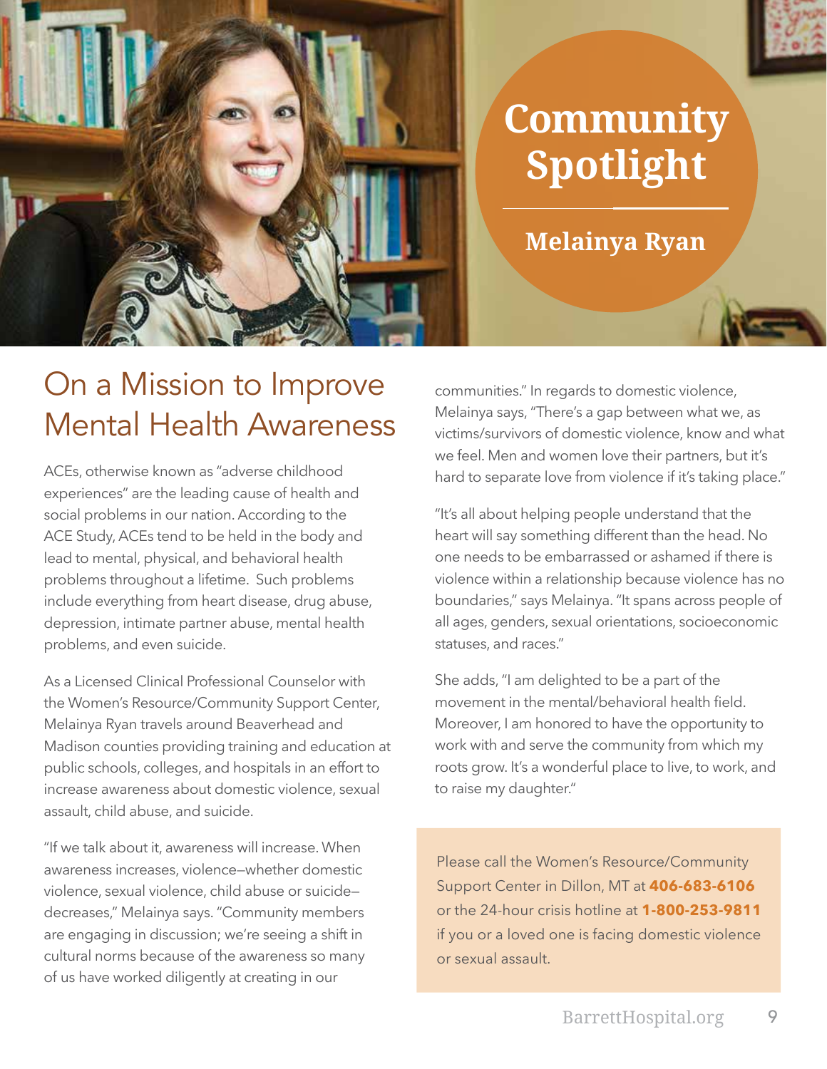# Community Spotlight

## Melainya Ryan

## On a Mission to Improve Mental Health Awareness

ACEs, otherwise known as "adverse childhood experiences" are the leading cause of health and social problems in our nation. According to the ACE Study, ACEs tend to be held in the body and lead to mental, physical, and behavioral health problems throughout a lifetime. Such problems include everything from heart disease, drug abuse, depression, intimate partner abuse, mental health problems, and even suicide.

As a Licensed Clinical Professional Counselor with the Women's Resource/Community Support Center, Melainya Ryan travels around Beaverhead and Madison counties providing training and education at public schools, colleges, and hospitals in an effort to increase awareness about domestic violence, sexual assault, child abuse, and suicide.

"If we talk about it, awareness will increase. When awareness increases, violence—whether domestic violence, sexual violence, child abuse or suicide—decreases," Melainya says. "Community members are engaging in discussion; we're seeing a shift in cultural norms because of the awareness so many of us have worked diligently at creating in our communities." In regards to domestic violence, Melainya says, "There's a gap between what we, as victims/survivors of domestic violence, know and what we feel. Men and women love their partners, but it's hard to separate love from violence if it's taking place."

"It's all about helping people understand that the heart will say something different than the head. No one needs to be embarrassed or ashamed if there is violence within a relationship because violence has no boundaries," says Melainya. "It spans across people of all ages, genders, sexual orientations, socioeconomic statuses, and races."

She adds, "I am delighted to be a part of the movement in the mental/behavioral health field. Moreover, I am honored to have the opportunity to work with and serve the community from which my roots grow. It's a wonderful place to live, to work, and to raise my daughter."

Please call the Women's Resource/Community Support Center in Dillon, MT at **406-683-6106** or the 24-hour crisis hotline at **1-800-253-9811** if you or a loved one is facing domestic violence or sexual assault.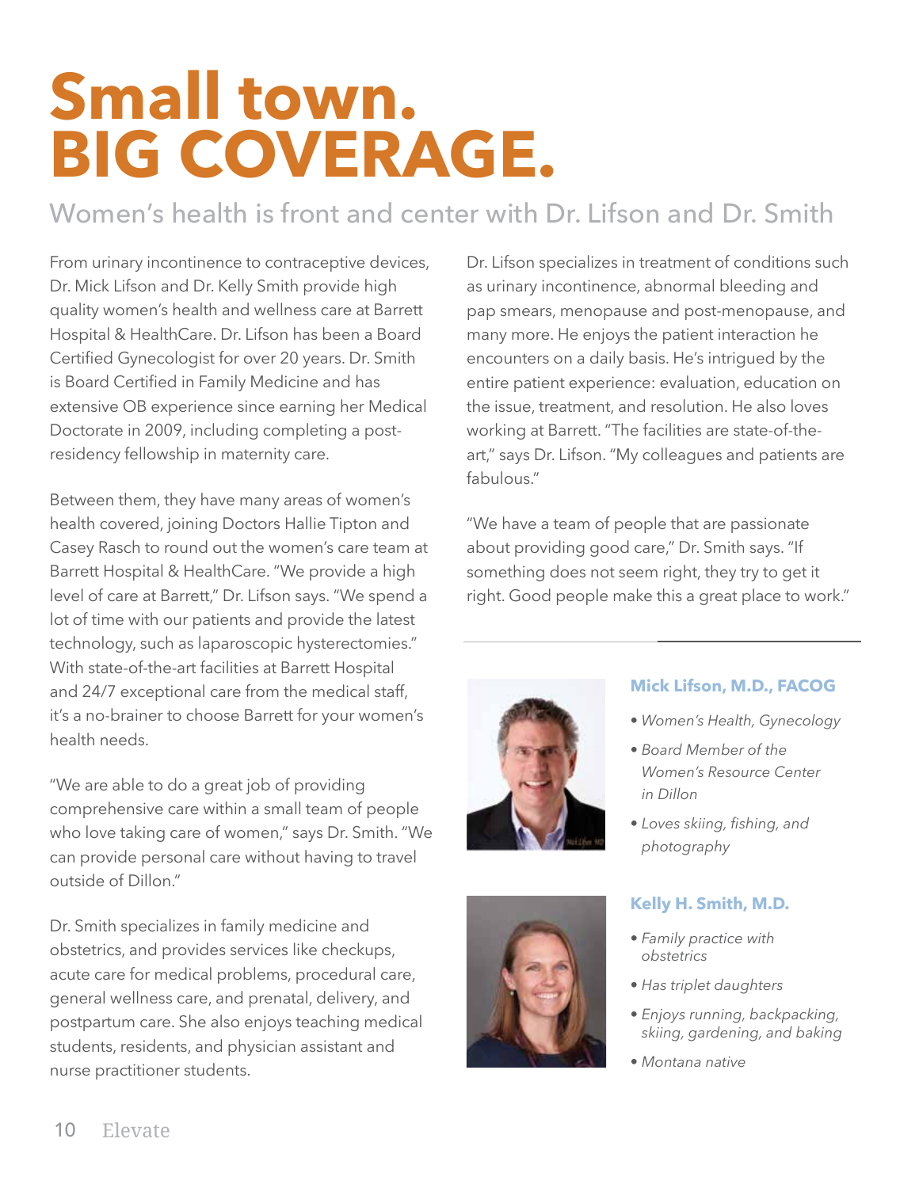# Small town. BIG COVERAGE.

## Women's health is front and center with Dr. Lifson and Dr. Smith

From urinary incontinence to contraceptive devices, Dr. Mick Lifson and Dr. Kelly Smith provide high quality women's health and wellness care at Barrett Hospital & HealthCare. Dr. Lifson has been a Board Certified Gynecologist for over 20 years. Dr. Smith is Board Certified in Family Medicine and has extensive OB experience since earning her Medical Doctorate in 2009, including completing a post-residency fellowship in maternity care.

Between them, they have many areas of women's health covered, joining Doctors Hallie Tipton and Casey Rasch to round out the women's care team at Barrett Hospital & HealthCare. "We provide a high level of care at Barrett," Dr. Lifson says. "We spend a lot of time with our patients and provide the latest technology, such as laparoscopic hysterectomies." With state-of-the-art facilities at Barrett Hospital and 24/7 exceptional care from the medical staff, it's a no-brainer to choose Barrett for your women's health needs.

"We are able to do a great job of providing comprehensive care within a small team of people who love taking care of women," says Dr. Smith. "We can provide personal care without having to travel outside of Dillon."

Dr. Smith specializes in family medicine and obstetrics, and provides services like checkups, acute care for medical problems, procedural care, general wellness care, and prenatal, delivery, and postpartum care. She also enjoys teaching medical students, residents, and physician assistant and nurse practitioner students.

Dr. Lifson specializes in treatment of conditions such as urinary incontinence, abnormal bleeding and pap smears, menopause and post-menopause, and many more. He enjoys the patient interaction he encounters on a daily basis. He's intrigued by the entire patient experience: evaluation, education on the issue, treatment, and resolution. He also loves working at Barrett. "The facilities are state-of-the-art," says Dr. Lifson. "My colleagues and patients are fabulous."

"We have a team of people that are passionate about providing good care," Dr. Smith says. "If something does not seem right, they try to get it right. Good people make this a great place to work."

### Mick Lifson, M.D., FACOG

- *Women's Health, Gynecology*
- *Board Member of the Women's Resource Center in Dillon*
- *Loves skiing, fishing, and photography*

### Kelly H. Smith, M.D.

- *Family practice with obstetrics*
- *Has triplet daughters*
- *Enjoys running, backpacking, skiing, gardening, and baking*
- *Montana native*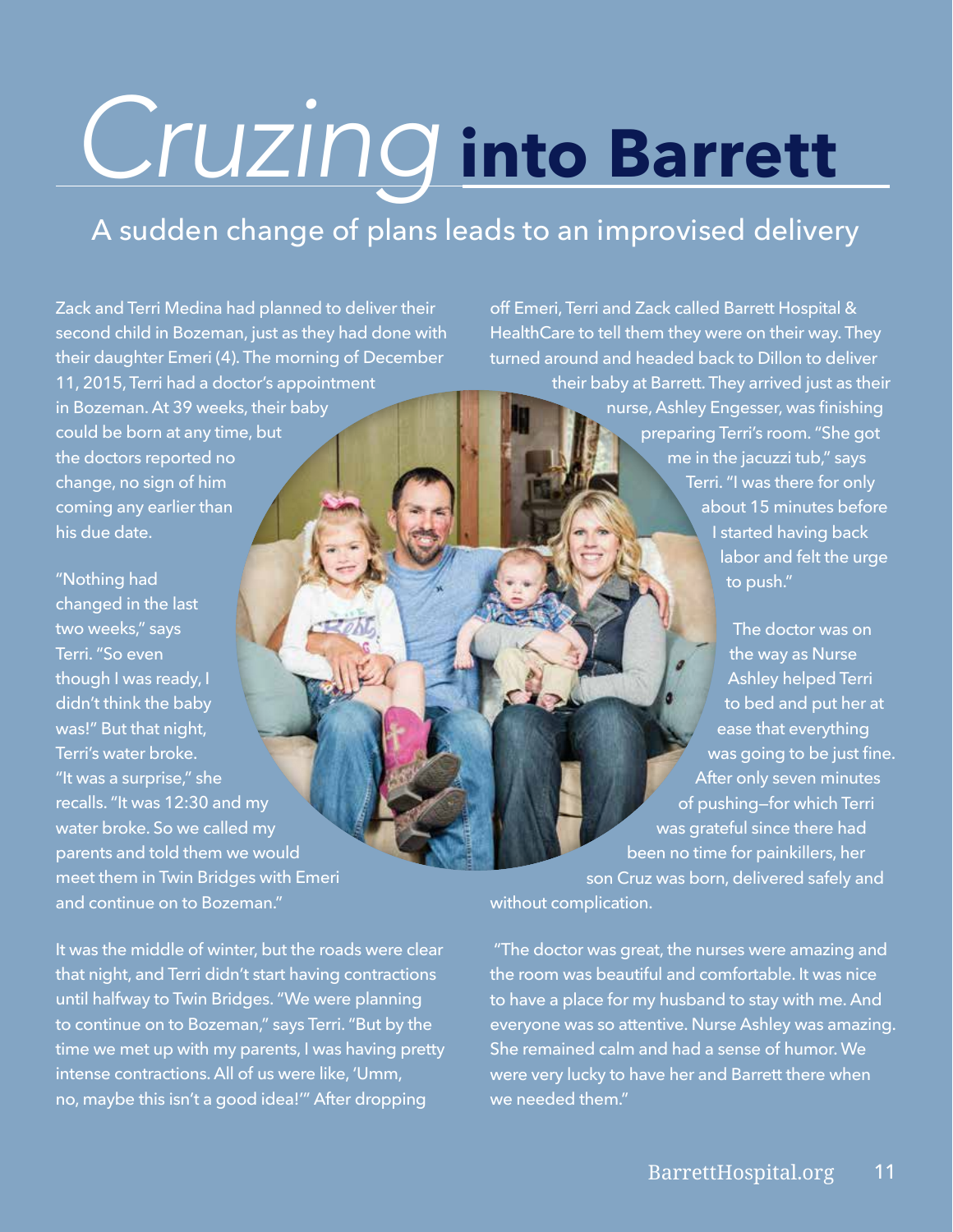# *Cruzing* **into Barrett**

## A sudden change of plans leads to an improvised delivery

Zack and Terri Medina had planned to deliver their second child in Bozeman, just as they had done with their daughter Emeri (4). The morning of December 11, 2015, Terri had a doctor's appointment in Bozeman. At 39 weeks, their baby could be born at any time, but the doctors reported no change, no sign of him coming any earlier than his due date.

"Nothing had changed in the last two weeks," says Terri. "So even though I was ready, I didn't think the baby was!" But that night, Terri's water broke. "It was a surprise," she recalls. "It was 12:30 and my water broke. So we called my parents and told them we would meet them in Twin Bridges with Emeri and continue on to Bozeman."

It was the middle of winter, but the roads were clear that night, and Terri didn't start having contractions until halfway to Twin Bridges. "We were planning to continue on to Bozeman," says Terri. "But by the time we met up with my parents, I was having pretty intense contractions. All of us were like, 'Umm, no, maybe this isn't a good idea!'" After dropping off Emeri, Terri and Zack called Barrett Hospital & HealthCare to tell them they were on their way. They turned around and headed back to Dillon to deliver their baby at Barrett. They arrived just as their nurse, Ashley Engesser, was finishing preparing Terri's room. "She got me in the jacuzzi tub," says Terri. "I was there for only about 15 minutes before I started having back labor and felt the urge to push."

The doctor was on the way as Nurse Ashley helped Terri to bed and put her at ease that everything was going to be just fine. After only seven minutes of pushing—for which Terri was grateful since there had been no time for painkillers, her son Cruz was born, delivered safely and without complication.

"The doctor was great, the nurses were amazing and the room was beautiful and comfortable. It was nice to have a place for my husband to stay with me. And everyone was so attentive. Nurse Ashley was amazing. She remained calm and had a sense of humor. We were very lucky to have her and Barrett there when we needed them."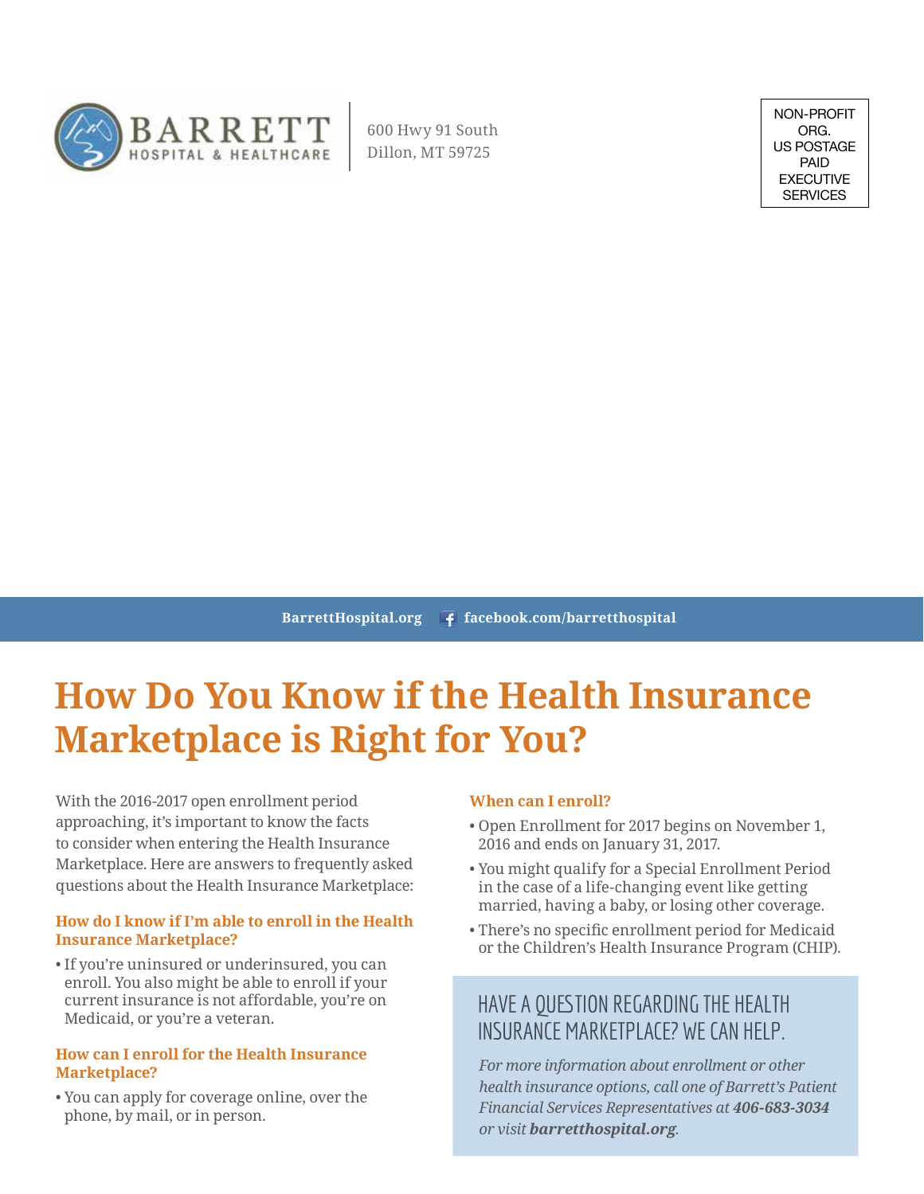BARRETT HOSPITAL & HEALTHCARE

600 Hwy 91 South
Dillon, MT 59725

NON-PROFIT ORG.
US POSTAGE PAID
EXECUTIVE SERVICES

**BarrettHospital.org** **facebook.com/barretthospital**

# How Do You Know if the Health Insurance Marketplace is Right for You?

With the 2016-2017 open enrollment period approaching, it's important to know the facts to consider when entering the Health Insurance Marketplace. Here are answers to frequently asked questions about the Health Insurance Marketplace:

### How do I know if I'm able to enroll in the Health Insurance Marketplace?

- If you're uninsured or underinsured, you can enroll. You also might be able to enroll if your current insurance is not affordable, you're on Medicaid, or you're a veteran.

### How can I enroll for the Health Insurance Marketplace?

- You can apply for coverage online, over the phone, by mail, or in person.

### When can I enroll?

- Open Enrollment for 2017 begins on November 1, 2016 and ends on January 31, 2017.
- You might qualify for a Special Enrollment Period in the case of a life-changing event like getting married, having a baby, or losing other coverage.
- There's no specific enrollment period for Medicaid or the Children's Health Insurance Program (CHIP).

## HAVE A QUESTION REGARDING THE HEALTH INSURANCE MARKETPLACE? WE CAN HELP.

*For more information about enrollment or other health insurance options, call one of Barrett's Patient Financial Services Representatives at **406-683-3034** or visit **barretthospital.org**.*